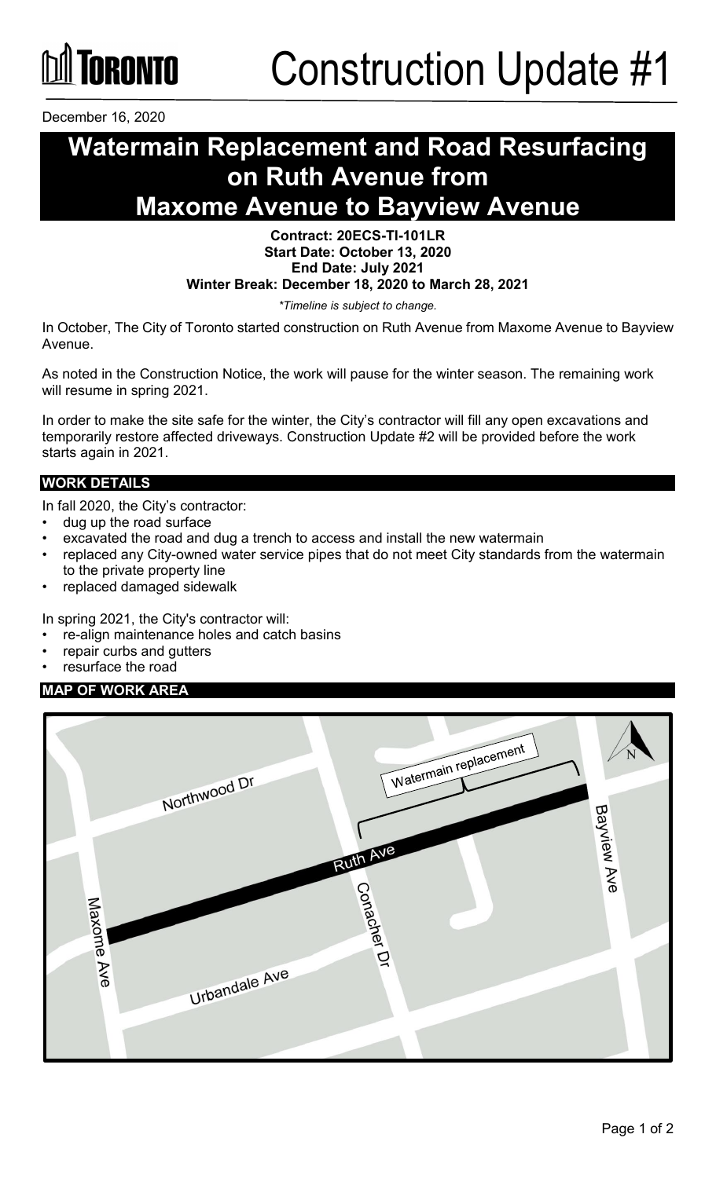TORONTO

# Construction Update #1

December 16, 2020

# Watermain Replacement and Road Resurfacing on Ruth Avenue from Maxome Avenue to Bayview Avenue

**Contract: 20ECS-TI-101LR**
**Start Date: October 13, 2020**
**End Date: July 2021**
**Winter Break: December 18, 2020 to March 28, 2021**

*\*Timeline is subject to change.*

In October, The City of Toronto started construction on Ruth Avenue from Maxome Avenue to Bayview Avenue.

As noted in the Construction Notice, the work will pause for the winter season. The remaining work will resume in spring 2021.

In order to make the site safe for the winter, the City's contractor will fill any open excavations and temporarily restore affected driveways. Construction Update #2 will be provided before the work starts again in 2021.

## WORK DETAILS

In fall 2020, the City's contractor:

- dug up the road surface
- excavated the road and dug a trench to access and install the new watermain
- replaced any City-owned water service pipes that do not meet City standards from the watermain to the private property line
- replaced damaged sidewalk

In spring 2021, the City's contractor will:

- re-align maintenance holes and catch basins
- repair curbs and gutters
- resurface the road

## MAP OF WORK AREA

Watermain replacement

Northwood Dr

Ruth Ave

Bayview Ave

Conacher Dr

Maxome Ave

Urbandale Ave

N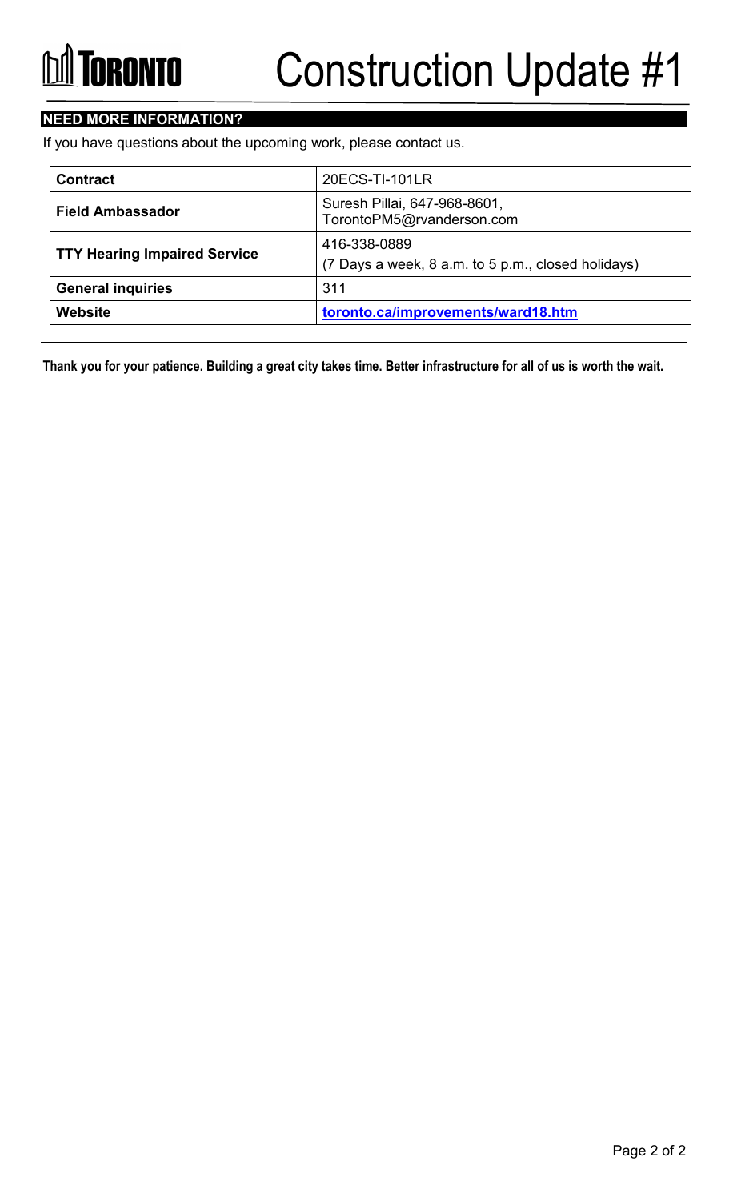# Construction Update #1

## NEED MORE INFORMATION?

If you have questions about the upcoming work, please contact us.

| | |
|---|---|
| **Contract** | 20ECS-TI-101LR |
| **Field Ambassador** | Suresh Pillai, 647-968-8601, TorontoPM5@rvanderson.com |
| **TTY Hearing Impaired Service** | 416-338-0889 (7 Days a week, 8 a.m. to 5 p.m., closed holidays) |
| **General inquiries** | 311 |
| **Website** | **toronto.ca/improvements/ward18.htm** |

**Thank you for your patience. Building a great city takes time. Better infrastructure for all of us is worth the wait.**